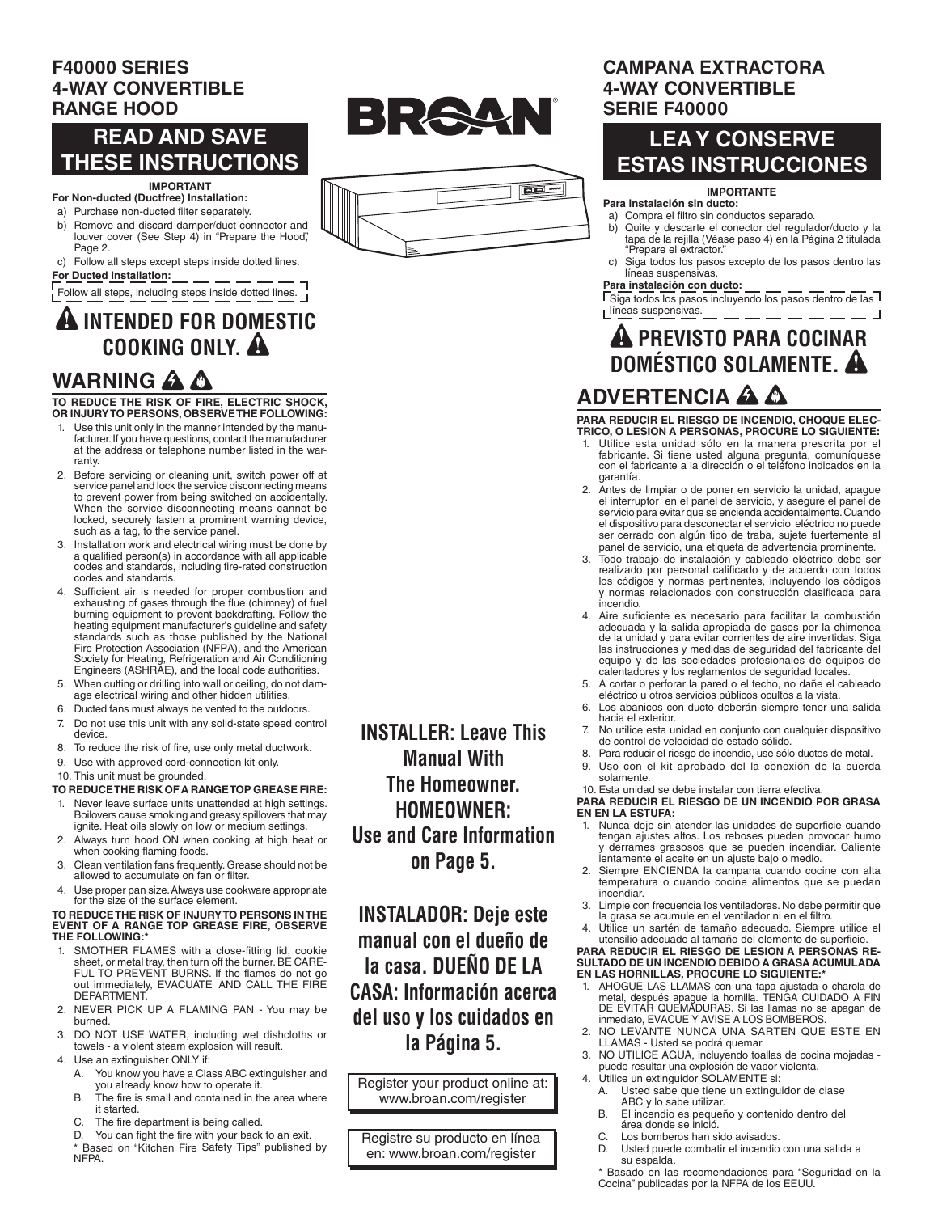# F40000 SERIES 4-WAY CONVERTIBLE RANGE HOOD

## READ AND SAVE THESE INSTRUCTIONS

**IMPORTANT**

**For Non-ducted (Ductfree) Installation:**

a) Purchase non-ducted filter separately.

b) Remove and discard damper/duct connector and louver cover (See Step 4) in "Prepare the Hood", Page 2.

c) Follow all steps except steps inside dotted lines.

**For Ducted Installation:**

Follow all steps, including steps inside dotted lines.

## ⚠ INTENDED FOR DOMESTIC COOKING ONLY. ⚠

## WARNING

**TO REDUCE THE RISK OF FIRE, ELECTRIC SHOCK, OR INJURY TO PERSONS, OBSERVE THE FOLLOWING:**

1. Use this unit only in the manner intended by the manufacturer. If you have questions, contact the manufacturer at the address or telephone number listed in the warranty.
2. Before servicing or cleaning unit, switch power off at service panel and lock the service disconnecting means to prevent power from being switched on accidentally. When the service disconnecting means cannot be locked, securely fasten a prominent warning device, such as a tag, to the service panel.
3. Installation work and electrical wiring must be done by a qualified person(s) in accordance with all applicable codes and standards, including fire-rated construction codes and standards.
4. Sufficient air is needed for proper combustion and exhausting of gases through the flue (chimney) of fuel burning equipment to prevent backdrafting. Follow the heating equipment manufacturer's guideline and safety standards such as those published by the National Fire Protection Association (NFPA), and the American Society for Heating, Refrigeration and Air Conditioning Engineers (ASHRAE), and the local code authorities.
5. When cutting or drilling into wall or ceiling, do not damage electrical wiring and other hidden utilities.
6. Ducted fans must always be vented to the outdoors.
7. Do not use this unit with any solid-state speed control device.
8. To reduce the risk of fire, use only metal ductwork.
9. Use with approved cord-connection kit only.
10. This unit must be grounded.

**TO REDUCE THE RISK OF A RANGE TOP GREASE FIRE:**

1. Never leave surface units unattended at high settings. Boilovers cause smoking and greasy spillovers that may ignite. Heat oils slowly on low or medium settings.
2. Always turn hood ON when cooking at high heat or when cooking flaming foods.
3. Clean ventilation fans frequently. Grease should not be allowed to accumulate on fan or filter.
4. Use proper pan size. Always use cookware appropriate for the size of the surface element.

**TO REDUCE THE RISK OF INJURY TO PERSONS IN THE EVENT OF A RANGE TOP GREASE FIRE, OBSERVE THE FOLLOWING:***

1. SMOTHER FLAMES with a close-fitting lid, cookie sheet, or metal tray, then turn off the burner. BE CAREFUL TO PREVENT BURNS. If the flames do not go out immediately, EVACUATE AND CALL THE FIRE DEPARTMENT.
2. NEVER PICK UP A FLAMING PAN - You may be burned.
3. DO NOT USE WATER, including wet dishcloths or towels - a violent steam explosion will result.
4. Use an extinguisher ONLY if:
   - A. You know you have a Class ABC extinguisher and you already know how to operate it.
   - B. The fire is small and contained in the area where it started.
   - C. The fire department is being called.
   - D. You can fight the fire with your back to an exit.

\* Based on "Kitchen Fire Safety Tips" published by NFPA.

**INSTALLER: Leave This Manual With The Homeowner. HOMEOWNER: Use and Care Information on Page 5.**

**INSTALADOR: Deje este manual con el dueño de la casa. DUEÑO DE LA CASA: Información acerca del uso y los cuidados en la Página 5.**

Register your product online at: www.broan.com/register

Registre su producto en línea en: www.broan.com/register

# CAMPANA EXTRACTORA 4-WAY CONVERTIBLE SERIE F40000

## LEA Y CONSERVE ESTAS INSTRUCCIONES

**IMPORTANTE**

**Para instalación sin ducto:**

a) Compra el filtro sin conductos separado.

b) Quite y descarte el conector del regulador/ducto y la tapa de la rejilla (Véase paso 4) en la Página 2 titulada "Prepare el extractor."

c) Siga todos los pasos excepto de los pasos dentro las líneas suspensivas.

**Para instalación con ducto:**

Siga todos los pasos incluyendo los pasos dentro de las líneas suspensivas.

## ⚠ PREVISTO PARA COCINAR DOMÉSTICO SOLAMENTE. ⚠

## ADVERTENCIA

**PARA REDUCIR EL RIESGO DE INCENDIO, CHOQUE ELECTRICO, O LESION A PERSONAS, PROCURE LO SIGUIENTE:**

1. Utilice esta unidad sólo en la manera prescrita por el fabricante. Si tiene usted alguna pregunta, comuníquese con el fabricante a la dirección o el teléfono indicados en la garantía.
2. Antes de limpiar o de poner en servicio la unidad, apague el interruptor en el panel de servicio, y asegure el panel de servicio para evitar que se encienda accidentalmente. Cuando el dispositivo para desconectar el servicio eléctrico no puede ser cerrado con algún tipo de traba, sujete fuertemente al panel de servicio, una etiqueta de advertencia prominente.
3. Todo trabajo de instalación y cableado eléctrico debe ser realizado por personal calificado y de acuerdo con todos los códigos y normas pertinentes, incluyendo los códigos y normas relacionados con construcción clasificada para incendio.
4. Aire suficiente es necesario para facilitar la combustión adecuada y la salida apropiada de gases por la chimenea de la unidad y para evitar corrientes de aire invertidas. Siga las instrucciones y medidas de seguridad del fabricante del equipo y de las sociedades profesionales de equipos de calentadores y los reglamentos de seguridad locales.
5. A cortar o perforar la pared o el techo, no dañe el cableado eléctrico u otros servicios públicos ocultos a la vista.
6. Los abanicos con ducto deberán siempre tener una salida hacia el exterior.
7. No utilice esta unidad en conjunto con cualquier dispositivo de control de velocidad de estado sólido.
8. Para reducir el riesgo de incendio, use sólo ductos de metal.
9. Uso con el kit aprobado del la conexión de la cuerda solamente.
10. Esta unidad se debe instalar con tierra efectiva.

**PARA REDUCIR EL RIESGO DE UN INCENDIO POR GRASA EN EN LA ESTUFA:**

1. Nunca deje sin atender las unidades de superficie cuando tengan ajustes altos. Los reboses pueden provocar humo y derrames grasosos que se pueden incendiar. Caliente lentamente el aceite en un ajuste bajo o medio.
2. Siempre ENCIENDA la campana cuando cocine con alta temperatura o cuando cocine alimentos que se puedan incendiar.
3. Limpie con frecuencia los ventiladores. No debe permitir que la grasa se acumule en el ventilador ni en el filtro.
4. Utilice un sartén de tamaño adecuado. Siempre utilice el utensilio adecuado al tamaño del elemento de superficie.

**PARA REDUCIR EL RIESGO DE LESION A PERSONAS RESULTADO DE UN INCENDIO DEBIDO A GRASA ACUMULADA EN LAS HORNILLAS, PROCURE LO SIGUIENTE:***

1. AHOGUE LAS LLAMAS con una tapa ajustada o charola de metal, después apague la hornilla. TENGA CUIDADO A FIN DE EVITAR QUEMADURAS. Si las llamas no se apagan de inmediato, EVACUE Y AVISE A LOS BOMBEROS.
2. NO LEVANTE NUNCA UNA SARTEN QUE ESTE EN LLAMAS - Usted se podrá quemar.
3. NO UTILICE AGUA, incluyendo toallas de cocina mojadas - puede resultar una explosión de vapor violenta.
4. Utilice un extinguidor SOLAMENTE si:
   - A. Usted sabe que tiene un extinguidor de clase ABC y lo sabe utilizar.
   - B. El incendio es pequeño y contenido dentro del área donde se inició.
   - C. Los bomberos han sido avisados.
   - D. Usted puede combatir el incendio con una salida a su espalda.

\* Basado en las recomendaciones para "Seguridad en la Cocina" publicadas por la NFPA de los EEUU.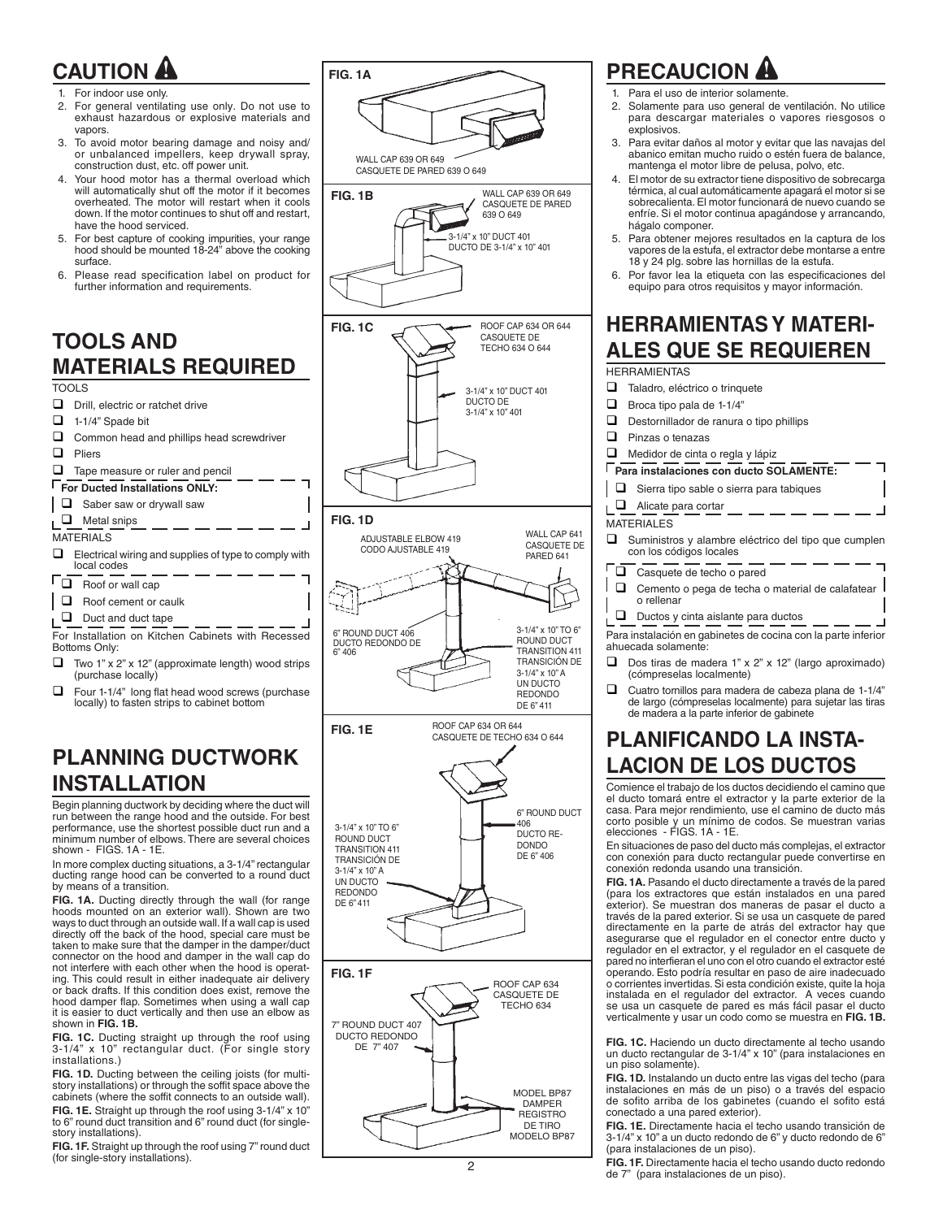# CAUTION ⚠

1. For indoor use only.
2. For general ventilating use only. Do not use to exhaust hazardous or explosive materials and vapors.
3. To avoid motor bearing damage and noisy and/or unbalanced impellers, keep drywall spray, construction dust, etc. off power unit.
4. Your hood motor has a thermal overload which will automatically shut off the motor if it becomes overheated. The motor will restart when it cools down. If the motor continues to shut off and restart, have the hood serviced.
5. For best capture of cooking impurities, your range hood should be mounted 18-24" above the cooking surface.
6. Please read specification label on product for further information and requirements.

# TOOLS AND MATERIALS REQUIRED

TOOLS

- ☐ Drill, electric or ratchet drive
- ☐ 1-1/4" Spade bit
- ☐ Common head and phillips head screwdriver
- ☐ Pliers
- ☐ Tape measure or ruler and pencil

**For Ducted Installations ONLY:**

- ☐ Saber saw or drywall saw
- ☐ Metal snips

MATERIALS

- ☐ Electrical wiring and supplies of type to comply with local codes
- ☐ Roof or wall cap
- ☐ Roof cement or caulk
- ☐ Duct and duct tape

For Installation on Kitchen Cabinets with Recessed Bottoms Only:

- ☐ Two 1" x 2" x 12" (approximate length) wood strips (purchase locally)
- ☐ Four 1-1/4" long flat head wood screws (purchase locally) to fasten strips to cabinet bottom

# PLANNING DUCTWORK INSTALLATION

Begin planning ductwork by deciding where the duct will run between the range hood and the outside. For best performance, use the shortest possible duct run and a minimum number of elbows. There are several choices shown - FIGS. 1A - 1E.

In more complex ducting situations, a 3-1/4" rectangular ducting range hood can be converted to a round duct by means of a transition.

**FIG. 1A.** Ducting directly through the wall (for range hoods mounted on an exterior wall). Shown are two ways to duct through an outside wall. If a wall cap is used directly off the back of the hood, special care must be taken to make sure that the damper in the damper/duct connector on the hood and damper in the wall cap do not interfere with each other when the hood is operating. This could result in either inadequate air delivery or back drafts. If this condition does exist, remove the hood damper flap. Sometimes when using a wall cap it is easier to duct vertically and then use an elbow as shown in **FIG. 1B.**

**FIG. 1C.** Ducting straight up through the roof using 3-1/4" x 10" rectangular duct. (For single story installations.)

**FIG. 1D.** Ducting between the ceiling joists (for multi-story installations) or through the soffit space above the cabinets (where the soffit connects to an outside wall).

**FIG. 1E.** Straight up through the roof using 3-1/4" x 10" to 6" round duct transition and 6" round duct (for single-story installations).

**FIG. 1F.** Straight up through the roof using 7" round duct (for single-story installations).

**FIG. 1A**

WALL CAP 639 OR 649
CASQUETE DE PARED 639 O 649

**FIG. 1B**

WALL CAP 639 OR 649
CASQUETE DE PARED 639 O 649

3-1/4" x 10" DUCT 401
DUCTO DE 3-1/4" x 10" 401

**FIG. 1C**

ROOF CAP 634 OR 644
CASQUETE DE TECHO 634 O 644

3-1/4" x 10" DUCT 401
DUCTO DE 3-1/4" x 10" 401

**FIG. 1D**

ADJUSTABLE ELBOW 419
CODO AJUSTABLE 419

WALL CAP 641
CASQUETE DE PARED 641

6" ROUND DUCT 406
DUCTO REDONDO DE 6" 406

3-1/4" x 10" TO 6" ROUND DUCT TRANSITION 411
TRANSICIÓN DE 3-1/4" x 10" A UN DUCTO REDONDO DE 6" 411

**FIG. 1E**

ROOF CAP 634 OR 644
CASQUETE DE TECHO 634 O 644

6" ROUND DUCT 406
DUCTO REDONDO DE 6" 406

3-1/4" x 10" TO 6" ROUND DUCT TRANSITION 411
TRANSICIÓN DE 3-1/4" x 10" A UN DUCTO REDONDO DE 6" 411

**FIG. 1F**

ROOF CAP 634
CASQUETE DE TECHO 634

7" ROUND DUCT 407
DUCTO REDONDO DE 7" 407

MODEL BP87 DAMPER
REGISTRO DE TIRO MODELO BP87

# PRECAUCION ⚠

1. Para el uso de interior solamente.
2. Solamente para uso general de ventilación. No utilice para descargar materiales o vapores riesgosos o explosivos.
3. Para evitar daños al motor y evitar que las navajas del abanico emitan mucho ruido o estén fuera de balance, mantenga el motor libre de pelusa, polvo, etc.
4. El motor de su extractor tiene dispositivo de sobrecarga térmica, al cual automáticamente apagará el motor si se sobrecalienta. El motor funcionará de nuevo cuando se enfríe. Si el motor continua apagándose y arrancando, hágalo componer.
5. Para obtener mejores resultados en la captura de los vapores de la estufa, el extractor debe montarse a entre 18 y 24 plg. sobre las hornillas de la estufa.
6. Por favor lea la etiqueta con las especificaciones del equipo para otros requisitos y mayor información.

# HERRAMIENTAS Y MATERIALES QUE SE REQUIEREN

HERRAMIENTAS

- ☐ Taladro, eléctrico o trinquete
- ☐ Broca tipo pala de 1-1/4"
- ☐ Destornillador de ranura o tipo phillips
- ☐ Pinzas o tenazas
- ☐ Medidor de cinta o regla y lápiz

**Para instalaciones con ducto SOLAMENTE:**

- ☐ Sierra tipo sable o sierra para tabiques
- ☐ Alicate para cortar

MATERIALES

- ☐ Suministros y alambre eléctrico del tipo que cumplen con los códigos locales
- ☐ Casquete de techo o pared
- ☐ Cemento o pega de techa o material de calafatear o rellenar
- ☐ Ductos y cinta aislante para ductos

Para instalación en gabinetes de cocina con la parte inferior ahuecada solamente:

- ☐ Dos tiras de madera 1" x 2" x 12" (largo aproximado) (cómpreselas localmente)
- ☐ Cuatro tornillos para madera de cabeza plana de 1-1/4" de largo (cómpreselas localmente) para sujetar las tiras de madera a la parte inferior de gabinete

# PLANIFICANDO LA INSTALACION DE LOS DUCTOS

Comience el trabajo de los ductos decidiendo el camino que el ducto tomará entre el extractor y la parte exterior de la casa. Para mejor rendimiento, use el camino de ducto más corto posible y un mínimo de codos. Se muestran varias elecciones - FIGS. 1A - 1E.

En situaciones de paso del ducto más complejas, el extractor con conexión para ducto rectangular puede convertirse en conexión redonda usando una transición.

**FIG. 1A.** Pasando el ducto directamente a través de la pared (para los extractores que están instalados en una pared exterior). Se muestran dos maneras de pasar el ducto a través de la pared exterior. Si se usa un casquete de pared directamente en la parte de atrás del extractor hay que asegurarse que el regulador en el conector entre ducto y regulador en el extractor, y el regulador en el casquete de pared no interfieran el uno con el otro cuando el extractor esté operando. Esto podría resultar en paso de aire inadecuado o corrientes invertidas. Si esta condición existe, quite la hoja instalada en el regulador del extractor. A veces cuando se usa un casquete de pared es más fácil pasar el ducto verticalmente y usar un codo como se muestra en **FIG. 1B.**

**FIG. 1C.** Haciendo un ducto directamente al techo usando un ducto rectangular de 3-1/4" x 10" (para instalaciones en un piso solamente).

**FIG. 1D.** Instalando un ducto entre las vigas del techo (para instalaciones en más de un piso) o a través del espacio de sofito arriba de los gabinetes (cuando el sofito está conectado a una pared exterior).

**FIG. 1E.** Directamente hacia el techo usando transición de 3-1/4" x 10" a un ducto redondo de 6" y ducto redondo de 6" (para instalaciones de un piso).

**FIG. 1F.** Directamente hacia el techo usando ducto redondo de 7" (para instalaciones de un piso).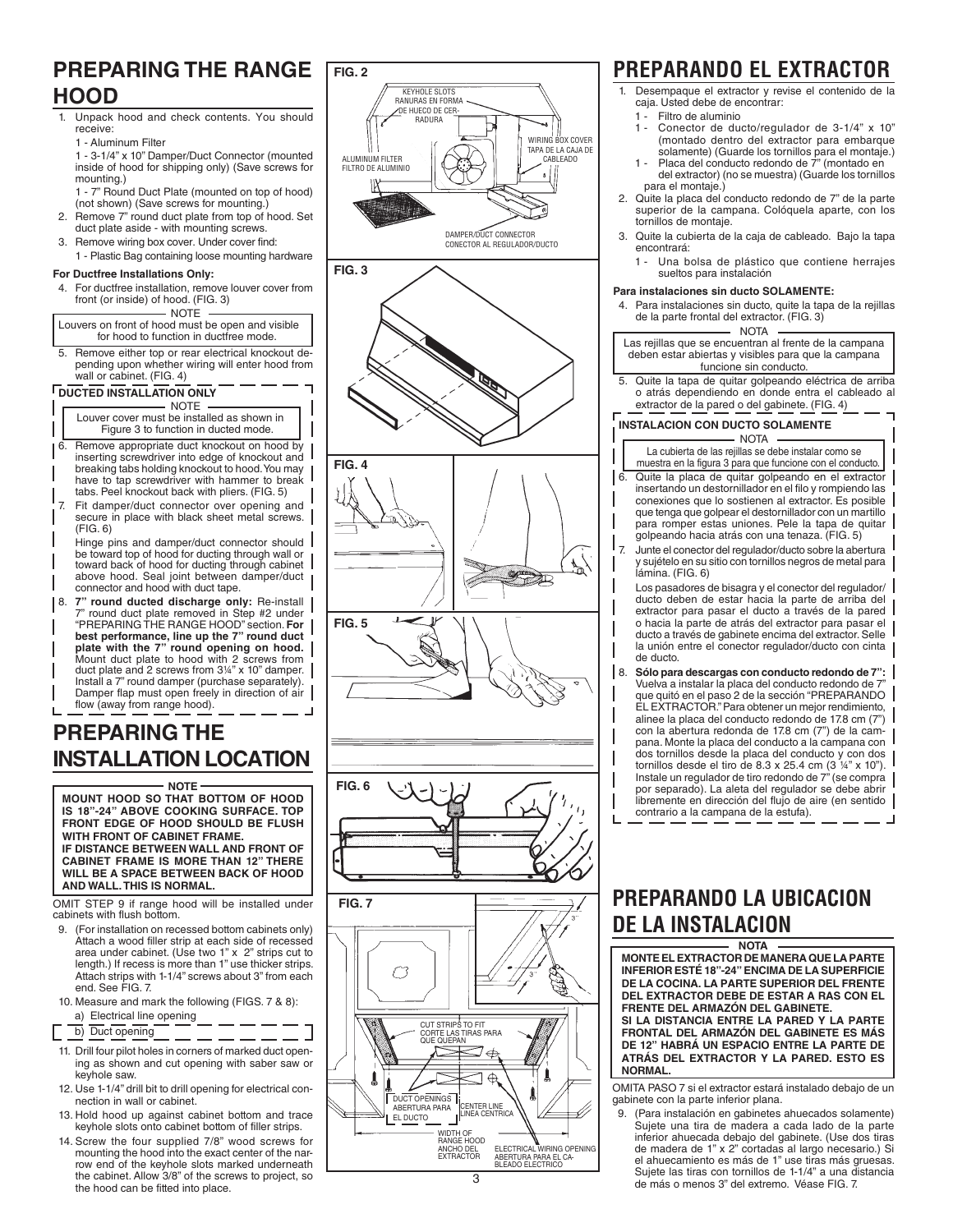## PREPARING THE RANGE HOOD

1. Unpack hood and check contents. You should receive:

   1 - Aluminum Filter

   1 - 3-1/4" x 10" Damper/Duct Connector (mounted inside of hood for shipping only) (Save screws for mounting.)

   1 - 7" Round Duct Plate (mounted on top of hood) (not shown) (Save screws for mounting.)
2. Remove 7" round duct plate from top of hood. Set duct plate aside - with mounting screws.
3. Remove wiring box cover. Under cover find:

   1 - Plastic Bag containing loose mounting hardware

**For Ductfree Installations Only:**

4. For ductfree installation, remove louver cover from front (or inside) of hood. (FIG. 3)

NOTE

Louvers on front of hood must be open and visible for hood to function in ductfree mode.

5. Remove either top or rear electrical knockout depending upon whether wiring will enter hood from wall or cabinet. (FIG. 4)

**DUCTED INSTALLATION ONLY**

NOTE

Louver cover must be installed as shown in Figure 3 to function in ducted mode.

6. Remove appropriate duct knockout on hood by inserting screwdriver into edge of knockout and breaking tabs holding knockout to hood. You may have to tap screwdriver with hammer to break tabs. Peel knockout back with pliers. (FIG. 5)
7. Fit damper/duct connector over opening and secure in place with black sheet metal screws. (FIG. 6)

   Hinge pins and damper/duct connector should be toward top of hood for ducting through wall or toward back of hood for ducting through cabinet above hood. Seal joint between damper/duct connector and hood with duct tape.
8. **7" round ducted discharge only:** Re-install 7" round duct plate removed in Step #2 under "PREPARING THE RANGE HOOD" section. **For best performance, line up the 7" round duct plate with the 7" round opening on hood.** Mount duct plate to hood with 2 screws from duct plate and 2 screws from 3¼" x 10" damper. Install a 7" round damper (purchase separately). Damper flap must open freely in direction of air flow (away from range hood).

## PREPARING THE INSTALLATION LOCATION

NOTE

**MOUNT HOOD SO THAT BOTTOM OF HOOD IS 18"-24" ABOVE COOKING SURFACE. TOP FRONT EDGE OF HOOD SHOULD BE FLUSH WITH FRONT OF CABINET FRAME.**
**IF DISTANCE BETWEEN WALL AND FRONT OF CABINET FRAME IS MORE THAN 12" THERE WILL BE A SPACE BETWEEN BACK OF HOOD AND WALL. THIS IS NORMAL.**

OMIT STEP 9 if range hood will be installed under cabinets with flush bottom.

9. (For installation on recessed bottom cabinets only) Attach a wood filler strip at each side of recessed area under cabinet. (Use two 1" x 2" strips cut to length.) If recess is more than 1" use thicker strips. Attach strips with 1-1/4" screws about 3" from each end. See FIG. 7.
10. Measure and mark the following (FIGS. 7 & 8):
    a) Electrical line opening
    b) Duct opening
11. Drill four pilot holes in corners of marked duct opening as shown and cut opening with saber saw or keyhole saw.
12. Use 1-1/4" drill bit to drill opening for electrical connection in wall or cabinet.
13. Hold hood up against cabinet bottom and trace keyhole slots onto cabinet bottom of filler strips.
14. Screw the four supplied 7/8" wood screws for mounting the hood into the exact center of the narrow end of the keyhole slots marked underneath the cabinet. Allow 3/8" of the screws to project, so the hood can be fitted into place.

**FIG. 2**

KEYHOLE SLOTS / RANURAS EN FORMA DE HUECO DE CERRADURA
WIRING BOX COVER / TAPA DE LA CAJA DE CABLEADO
ALUMINUM FILTER / FILTRO DE ALUMINIO
DAMPER/DUCT CONNECTOR / CONECTOR AL REGULADOR/DUCTO

**FIG. 3**

**FIG. 4**

**FIG. 5**

**FIG. 6**

**FIG. 7**

3" 3"
CUT STRIPS TO FIT / CORTE LAS TIRAS PARA QUE QUEPAN
DUCT OPENINGS / ABERTURA PARA EL DUCTO
CENTER LINE / LINEA CENTRICA
WIDTH OF RANGE HOOD / ANCHO DEL EXTRACTOR
ELECTRICAL WIRING OPENING / ABERTURA PARA EL CABLEADO ELECTRICO

## PREPARANDO EL EXTRACTOR

1. Desempaque el extractor y revise el contenido de la caja. Usted debe de encontrar:

   1 - Filtro de aluminio

   1 - Conector de ducto/regulador de 3-1/4" x 10" (montado dentro del extractor para embarque solamente) (Guarde los tornillos para el montaje.)

   1 - Placa del conducto redondo de 7" (montado en del extractor) (no se muestra) (Guarde los tornillos para el montaje.)
2. Quite la placa del conducto redondo de 7" de la parte superior de la campana. Colóquela aparte, con los tornillos de montaje.
3. Quite la cubierta de la caja de cableado. Bajo la tapa encontrará:

   1 - Una bolsa de plástico que contiene herrajes sueltos para instalación

**Para instalaciones sin ducto SOLAMENTE:**

4. Para instalaciones sin ducto, quite la tapa de la rejillas de la parte frontal del extractor. (FIG. 3)

NOTA

Las rejillas que se encuentran al frente de la campana deben estar abiertas y visibles para que la campana funcione sin conducto.

5. Quite la tapa de quitar golpeando eléctrica de arriba o atrás dependiendo en donde entra el cableado al extractor de la pared o del gabinete. (FIG. 4)

**INSTALACION CON DUCTO SOLAMENTE**

NOTA

La cubierta de las rejillas se debe instalar como se muestra en la figura 3 para que funcione con el conducto.

6. Quite la placa de quitar golpeando en el extractor insertando un destornillador en el filo y rompiendo las conexiones que lo sostienen al extractor. Es posible que tenga que golpear el destornillador con un martillo para romper estas uniones. Pele la tapa de quitar golpeando hacia atrás con una tenaza. (FIG. 5)
7. Junte el conector del regulador/ducto sobre la abertura y sujételo en su sitio con tornillos negros de metal para lámina. (FIG. 6)

   Los pasadores de bisagra y el conector del regulador/ducto deben de estar hacia la parte de arriba del extractor para pasar el ducto a través de la pared o hacia la parte de atrás del extractor para pasar el ducto a través de gabinete encima del extractor. Selle la unión entre el conector regulador/ducto con cinta de ducto.
8. **Sólo para descargas con conducto redondo de 7":** Vuelva a instalar la placa del conducto redondo de 7" que quitó en el paso 2 de la sección "PREPARANDO EL EXTRACTOR." Para obtener un mejor rendimiento, alinee la placa del conducto redondo de 17.8 cm (7") con la abertura redonda de 17.8 cm (7") de la campana. Monte la placa del conducto a la campana con dos tornillos desde la placa del conducto y con dos tornillos desde el tiro de 8.3 x 25.4 cm (3 ¼" x 10"). Instale un regulador de tiro redondo de 7" (se compra por separado). La aleta del regulador se debe abrir libremente en dirección del flujo de aire (en sentido contrario a la campana de la estufa).

## PREPARANDO LA UBICACION DE LA INSTALACION

NOTA

**MONTE EL EXTRACTOR DE MANERA QUE LA PARTE INFERIOR ESTÉ 18"-24" ENCIMA DE LA SUPERFICIE DE LA COCINA. LA PARTE SUPERIOR DEL FRENTE DEL EXTRACTOR DEBE DE ESTAR A RAS CON EL FRENTE DEL ARMAZÓN DEL GABINETE.**
**SI LA DISTANCIA ENTRE LA PARED Y LA PARTE FRONTAL DEL ARMAZÓN DEL GABINETE ES MÁS DE 12" HABRÁ UN ESPACIO ENTRE LA PARTE DE ATRÁS DEL EXTRACTOR Y LA PARED. ESTO ES NORMAL.**

OMITA PASO 7 si el extractor estará instalado debajo de un gabinete con la parte inferior plana.

9. (Para instalación en gabinetes ahuecados solamente) Sujete una tira de madera a cada lado de la parte inferior ahuecada debajo del gabinete. (Use dos tiras de madera de 1" x 2" cortadas al largo necesario.) Si el ahuecamiento es más de 1" use tiras más gruesas. Sujete las tiras con tornillos de 1-1/4" a una distancia de más o menos 3" del extremo. Véase FIG. 7.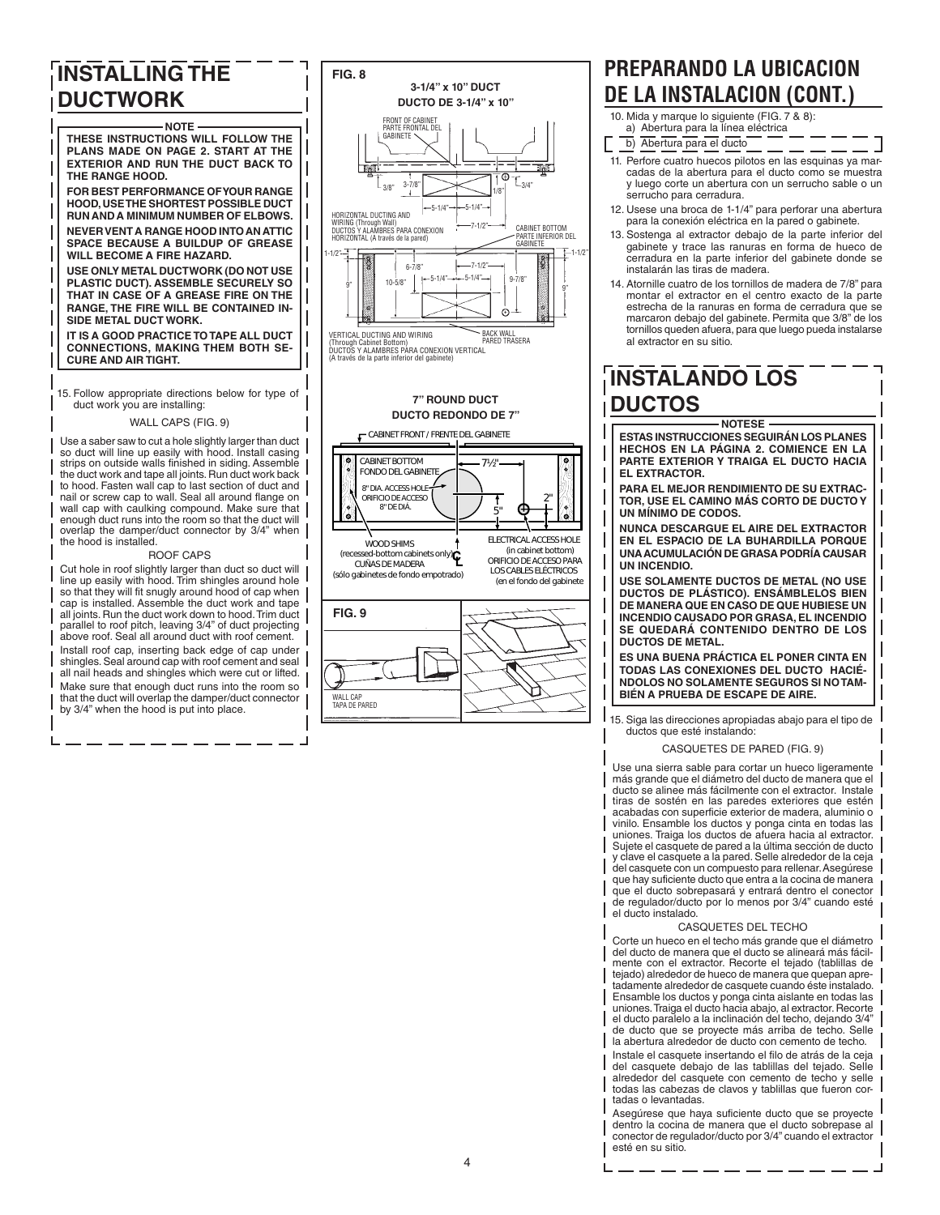# INSTALLING THE DUCTWORK

**NOTE**

**THESE INSTRUCTIONS WILL FOLLOW THE PLANS MADE ON PAGE 2. START AT THE EXTERIOR AND RUN THE DUCT BACK TO THE RANGE HOOD.**

**FOR BEST PERFORMANCE OF YOUR RANGE HOOD, USE THE SHORTEST POSSIBLE DUCT RUN AND A MINIMUM NUMBER OF ELBOWS.**

**NEVER VENT A RANGE HOOD INTO AN ATTIC SPACE BECAUSE A BUILDUP OF GREASE WILL BECOME A FIRE HAZARD.**

**USE ONLY METAL DUCTWORK (DO NOT USE PLASTIC DUCT). ASSEMBLE SECURELY SO THAT IN CASE OF A GREASE FIRE ON THE RANGE, THE FIRE WILL BE CONTAINED INSIDE METAL DUCT WORK.**

**IT IS A GOOD PRACTICE TO TAPE ALL DUCT CONNECTIONS, MAKING THEM BOTH SECURE AND AIR TIGHT.**

15. Follow appropriate directions below for type of duct work you are installing:

WALL CAPS (FIG. 9)

Use a saber saw to cut a hole slightly larger than duct so duct will line up easily with hood. Install casing strips on outside walls finished in siding. Assemble the duct work and tape all joints. Run duct work back to hood. Fasten wall cap to last section of duct and nail or screw cap to wall. Seal all around flange on wall cap with caulking compound. Make sure that enough duct runs into the room so that the duct will overlap the damper/duct connector by 3/4" when the hood is installed.

ROOF CAPS

Cut hole in roof slightly larger than duct so duct will line up easily with hood. Trim shingles around hole so that they will fit snugly around hood of cap when cap is installed. Assemble the duct work and tape all joints. Run the duct work down to hood. Trim duct parallel to roof pitch, leaving 3/4" of duct projecting above roof. Seal all around duct with roof cement.

Install roof cap, inserting back edge of cap under shingles. Seal around cap with roof cement and seal all nail heads and shingles which were cut or lifted.

Make sure that enough duct runs into the room so that the duct will overlap the damper/duct connector by 3/4" when the hood is put into place.

**FIG. 8**

**3-1/4" x 10" DUCT**
**DUCTO DE 3-1/4" x 10"**

FRONT OF CABINET / PARTE FRONTAL DEL GABINETE
3/8" — 3-7/8" — 1/8" — 3/4" — 5-1/4" — 5-1/4" — 7-1/2"
HORIZONTAL DUCTING AND WIRING (Through Wall) / DUCTOS Y ALAMBRES PARA CONEXION HORIZONTAL (A través de la pared)
CABINET BOTTOM / PARTE INFERIOR DEL GABINETE
1-1/2" — 6-7/8" — 7-1/2" — 1-1/2" — 9" — 10-5/8" — 5-1/4" — 5-1/4" — 9-7/8" — 9"
VERTICAL DUCTING AND WIRING (Through Cabinet Bottom) / DUCTOS Y ALAMBRES PARA CONEXION VERTICAL (A través de la parte inferior del gabinete)
BACK WALL / PARED TRASERA

**7" ROUND DUCT**
**DUCTO REDONDO DE 7"**

CABINET FRONT / FRENTE DEL GABINETE
CABINET BOTTOM / FONDO DEL GABINETE
8" DIA. ACCESS HOLE / ORIFICIO DE ACCESO 8" DE DIÁ.
7½" — 2" — 5"
WOOD SHIMS (recessed-bottom cabinets only) / CUÑAS DE MADERA (sólo gabinetes de fondo empotrado)
ELECTRICAL ACCESS HOLE (in cabinet bottom) / ORIFICIO DE ACCESO PARA LOS CABLES ELÉCTRICOS (en el fondo del gabinete)

**FIG. 9**

WALL CAP
TAPA DE PARED

# PREPARANDO LA UBICACION DE LA INSTALACION (CONT.)

10. Mida y marque lo siguiente (FIG. 7 & 8):
    a) Abertura para la línea eléctrica
    b) Abertura para el ducto
11. Perfore cuatro huecos pilotos en las esquinas ya marcadas de la abertura para el ducto como se muestra y luego corte un abertura con un serrucho sable o un serrucho para cerradura.
12. Usese una broca de 1-1/4" para perforar una abertura para la conexión eléctrica en la pared o gabinete.
13. Sostenga al extractor debajo de la parte inferior del gabinete y trace las ranuras en forma de hueco de cerradura en la parte inferior del gabinete donde se instalarán las tiras de madera.
14. Atornille cuatro de los tornillos de madera de 7/8" para montar el extractor en el centro exacto de la parte estrecha de la ranuras en forma de cerradura que se marcaron debajo del gabinete. Permita que 3/8" de los tornillos queden afuera, para que luego pueda instalarse al extractor en su sitio.

# INSTALANDO LOS DUCTOS

**NOTESE**

**ESTAS INSTRUCCIONES SEGUIRÁN LOS PLANES HECHOS EN LA PÁGINA 2. COMIENCE EN LA PARTE EXTERIOR Y TRAIGA EL DUCTO HACIA EL EXTRACTOR.**

**PARA EL MEJOR RENDIMIENTO DE SU EXTRACTOR, USE EL CAMINO MÁS CORTO DE DUCTO Y UN MÍNIMO DE CODOS.**

**NUNCA DESCARGUE EL AIRE DEL EXTRACTOR EN EL ESPACIO DE LA BUHARDILLA PORQUE UNA ACUMULACIÓN DE GRASA PODRÍA CAUSAR UN INCENDIO.**

**USE SOLAMENTE DUCTOS DE METAL (NO USE DUCTOS DE PLÁSTICO). ENSÁMBLELOS BIEN DE MANERA QUE EN CASO DE QUE HUBIESE UN INCENDIO CAUSADO POR GRASA, EL INCENDIO SE QUEDARÁ CONTENIDO DENTRO DE LOS DUCTOS DE METAL.**

**ES UNA BUENA PRÁCTICA EL PONER CINTA EN TODAS LAS CONEXIONES DEL DUCTO HACIÉNDOLOS NO SOLAMENTE SEGUROS SI NO TAMBIÉN A PRUEBA DE ESCAPE DE AIRE.**

15. Siga las direcciones apropiadas abajo para el tipo de ductos que esté instalando:

CASQUETES DE PARED (FIG. 9)

Use una sierra sable para cortar un hueco ligeramente más grande que el diámetro del ducto de manera que el ducto se alinee más fácilmente con el extractor. Instale tiras de sostén en las paredes exteriores que estén acabadas con superficie exterior de madera, aluminio o vinilo. Ensamble los ductos y ponga cinta en todas las uniones. Traiga los ductos de afuera hacia al extractor. Sujete el casquete de pared a la última sección de ducto y clave el casquete a la pared. Selle alrededor de la ceja del casquete con un compuesto para rellenar. Asegúrese que hay suficiente ducto que entra a la cocina de manera que el ducto sobrepasará y entrará dentro el conector de regulador/ducto por lo menos por 3/4" cuando esté el ducto instalado.

CASQUETES DEL TECHO

Corte un hueco en el techo más grande que el diámetro del ducto de manera que el ducto se alineará más fácilmente con el extractor. Recorte el tejado (tablillas de tejado) alrededor de hueco de manera que quepan apretadamente alrededor de casquete cuando éste instalado. Ensamble los ductos y ponga cinta aislante en todas las uniones. Traiga el ducto hacia abajo, al extractor. Recorte el ducto paralelo a la inclinación del techo, dejando 3/4" de ducto que se proyecte más arriba de techo. Selle la abertura alrededor de ducto con cemento de techo.

Instale el casquete insertando el filo de atrás de la ceja del casquete debajo de las tablillas del tejado. Selle alrededor del casquete con cemento de techo y selle todas las cabezas de clavos y tablillas que fueron cortadas o levantadas.

Asegúrese que haya suficiente ducto que se proyecte dentro la cocina de manera que el ducto sobrepase al conector de regulador/ducto por 3/4" cuando el extractor esté en su sitio.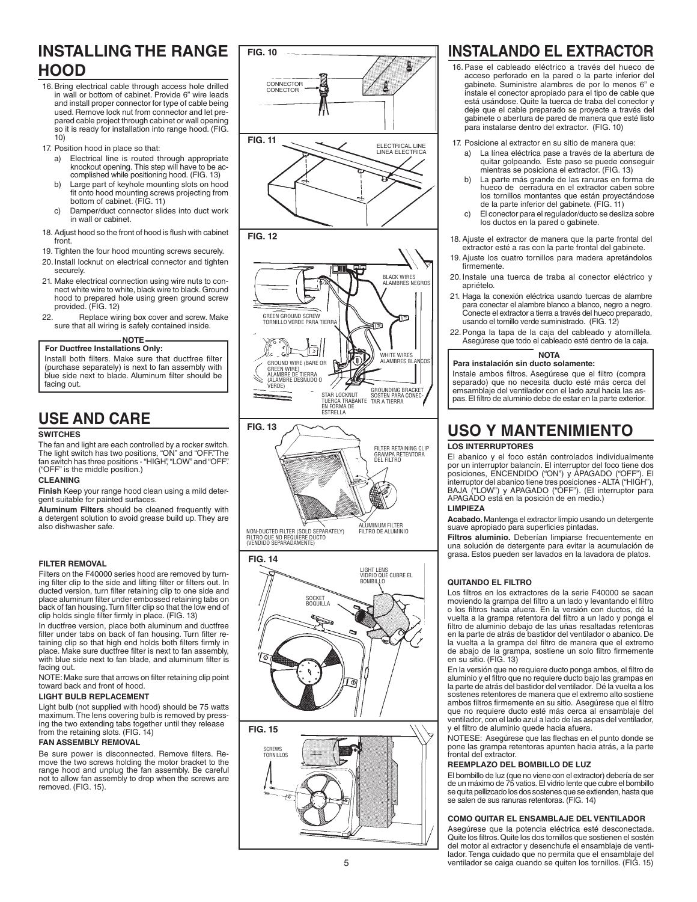# INSTALLING THE RANGE HOOD

16. Bring electrical cable through access hole drilled in wall or bottom of cabinet. Provide 6" wire leads and install proper connector for type of cable being used. Remove lock nut from connector and let prepared cable project through cabinet or wall opening so it is ready for installation into range hood. (FIG. 10)
17. Position hood in place so that:
    a) Electrical line is routed through appropriate knockout opening. This step will have to be accomplished while positioning hood. (FIG. 13)
    b) Large part of keyhole mounting slots on hood fit onto hood mounting screws projecting from bottom of cabinet. (FIG. 11)
    c) Damper/duct connector slides into duct work in wall or cabinet.
18. Adjust hood so the front of hood is flush with cabinet front.
19. Tighten the four hood mounting screws securely.
20. Install locknut on electrical connector and tighten securely.
21. Make electrical connection using wire nuts to connect white wire to white, black wire to black. Ground hood to prepared hole using green ground screw provided. (FIG. 12)
22. Replace wiring box cover and screw. Make sure that all wiring is safely contained inside.

**NOTE**

**For Ductfree Installations Only:**
Install both filters. Make sure that ductfree filter (purchase separately) is next to fan assembly with blue side next to blade. Aluminum filter should be facing out.

# USE AND CARE

### SWITCHES

The fan and light are each controlled by a rocker switch. The light switch has two positions, "ON" and "OFF." The fan switch has three positions - "HIGH", "LOW" and "OFF". ("OFF" is the middle position.)

### CLEANING

**Finish** Keep your range hood clean using a mild detergent suitable for painted surfaces.

**Aluminum Filters** should be cleaned frequently with a detergent solution to avoid grease build up. They are also dishwasher safe.

### FILTER REMOVAL

Filters on the F40000 series hood are removed by turning filter clip to the side and lifting filter or filters out. In ducted version, turn filter retaining clip to one side and place aluminum filter under embossed retaining tabs on back of fan housing. Turn filter clip so that the low end of clip holds single filter firmly in place. (FIG. 13)

In ductfree version, place both aluminum and ductfree filter under tabs on back of fan housing. Turn filter retaining clip so that high end holds both filters firmly in place. Make sure ductfree filter is next to fan assembly, with blue side next to fan blade, and aluminum filter is facing out.

NOTE: Make sure that arrows on filter retaining clip point toward back and front of hood.

### LIGHT BULB REPLACEMENT

Light bulb (not supplied with hood) should be 75 watts maximum. The lens covering bulb is removed by pressing the two extending tabs together until they release from the retaining slots. (FIG. 14)

### FAN ASSEMBLY REMOVAL

Be sure power is disconnected. Remove filters. Remove the two screws holding the motor bracket to the range hood and unplug the fan assembly. Be careful not to allow fan assembly to drop when the screws are removed. (FIG. 15).

FIG. 10
CONNECTOR / CONECTOR

FIG. 11
ELECTRICAL LINE / LINEA ELECTRICA

FIG. 12
BLACK WIRES / ALAMBRES NEGROS
GREEN GROUND SCREW / TORNILLO VERDE PARA TIERRA
WHITE WIRES / ALAMBRES BLANCOS
GROUND WIRE (BARE OR GREEN WIRE) / ALAMBRE DE TIERRA (ALAMBRE DESNUDO O VERDE)
STAR LOCKNUT / TUERCA TRABANTE EN FORMA DE ESTRELLA
GROUNDING BRACKET / SOSTEN PARA CONECTAR A TIERRA

FIG. 13
FILTER RETAINING CLIP / GRAMPA RETENTORA DEL FILTRO
NON-DUCTED FILTER (SOLD SEPARATELY) / FILTRO QUE NO REQUIERE DUCTO (VENDIDO SEPARADAMENTE)
ALUMINUM FILTER / FILTRO DE ALUMINIO

FIG. 14
LIGHT LENS / VIDRIO QUE CUBRE EL BOMBILLO
SOCKET / BOQUILLA

FIG. 15
SCREWS / TORNILLOS

# INSTALANDO EL EXTRACTOR

16. Pase el cableado eléctrico a través del hueco de acceso perforado en la pared o la parte inferior del gabinete. Suministre alambres de por lo menos 6" e instale el conector apropiado para el tipo de cable que está usándose. Quite la tuerca de traba del conector y deje que el cable preparado se proyecte a través del gabinete o abertura de pared de manera que esté listo para instalarse dentro del extractor. (FIG. 10)
17. Posicione al extractor en su sitio de manera que:
    a) La línea eléctrica pase a través de la abertura de quitar golpeando. Este paso se puede conseguir mientras se posiciona el extractor. (FIG. 13)
    b) La parte más grande de las ranuras en forma de hueco de cerradura en el extractor caben sobre los tornillos montantes que están proyectándose de la parte inferior del gabinete. (FIG. 11)
    c) El conector para el regulador/ducto se desliza sobre los ductos en la pared o gabinete.
18. Ajuste el extractor de manera que la parte frontal del extractor esté a ras con la parte frontal del gabinete.
19. Ajuste los cuatro tornillos para madera apretándolos firmemente.
20. Instale una tuerca de traba al conector eléctrico y apriételo.
21. Haga la conexión eléctrica usando tuercas de alambre para conectar el alambre blanco a blanco, negro a negro. Conecte el extractor a tierra a través del hueco preparado, usando el tornillo verde suministrado. (FIG. 12)
22. Ponga la tapa de la caja del cableado y atorníllela. Asegúrese que todo el cableado esté dentro de la caja.

**NOTA**

**Para instalación sin ducto solamente:**
Instale ambos filtros. Asegúrese que el filtro (compra separado) que no necesita ducto esté más cerca del emsamblaje del ventilador con el lado azul hacia las aspas. El filtro de aluminio debe de estar en la parte exterior.

# USO Y MANTENIMIENTO

### LOS INTERRUPTORES

El abanico y el foco están controlados individualmente por un interruptor balancín. El interruptor del foco tiene dos posiciones, ENCENDIDO ("ON") y APAGADO ("OFF"). El interruptor del abanico tiene tres posiciones - ALTA ("HIGH"), BAJA ("LOW") y APAGADO ("OFF"). (El interruptor para APAGADO está en la posición de en medio.)

### LIMPIEZA

**Acabado.** Mantenga el extractor limpio usando un detergente suave apropiado para superficies pintadas.

**Filtros aluminio.** Deberían limpiarse frecuentemente en una solución de detergente para evitar la acumulación de grasa. Estos pueden ser lavados en la lavadora de platos.

### QUITANDO EL FILTRO

Los filtros en los extractores de la serie F40000 se sacan moviendo la grampa del filtro a un lado y levantando el filtro o los filtros hacia afuera. En la versión con ductos, dé la vuelta a la grampa retentora del filtro a un lado y ponga el filtro de aluminio debajo de las uñas resaltadas retentoras en la parte de atrás de bastidor del ventilador o abanico. De la vuelta a la grampa del filtro de manera que el extremo de abajo de la grampa, sostiene un solo filtro firmemente en su sitio. (FIG. 13)

En la versión que no requiere ducto ponga ambos, el filtro de aluminio y el filtro que no requiere ducto bajo las grampas en la parte de atrás del bastidor del ventilador. Dé la vuelta a los sostenes retentores de manera que el extremo alto sostiene ambos filtros firmemente en su sitio. Asegúrese que el filtro que no requiere ducto esté más cerca al ensamblaje del ventilador, con el lado azul a lado de las aspas del ventilador, y el filtro de aluminio quede hacia afuera.

NOTESE: Asegúrese que las flechas en el punto donde se pone las grampa retentoras apunten hacia atrás, a la parte frontal del extractor.

### REEMPLAZO DEL BOMBILLO DE LUZ

El bombillo de luz (que no viene con el extractor) debería de ser de un máximo de 75 vatios. El vidrio lente que cubre el bombillo se quita pellizcado los dos sostenes que se extienden, hasta que se salen de sus ranuras retentoras. (FIG. 14)

### COMO QUITAR EL ENSAMBLAJE DEL VENTILADOR

Asegúrese que la potencia eléctrica esté desconectada. Quite los filtros. Quite los dos tornillos que sostienen el sostén del motor al extractor y desenchufe el ensamblaje de ventilador. Tenga cuidado que no permita que el ensamblaje del ventilador se caiga cuando se quiten los tornillos. (FIG. 15)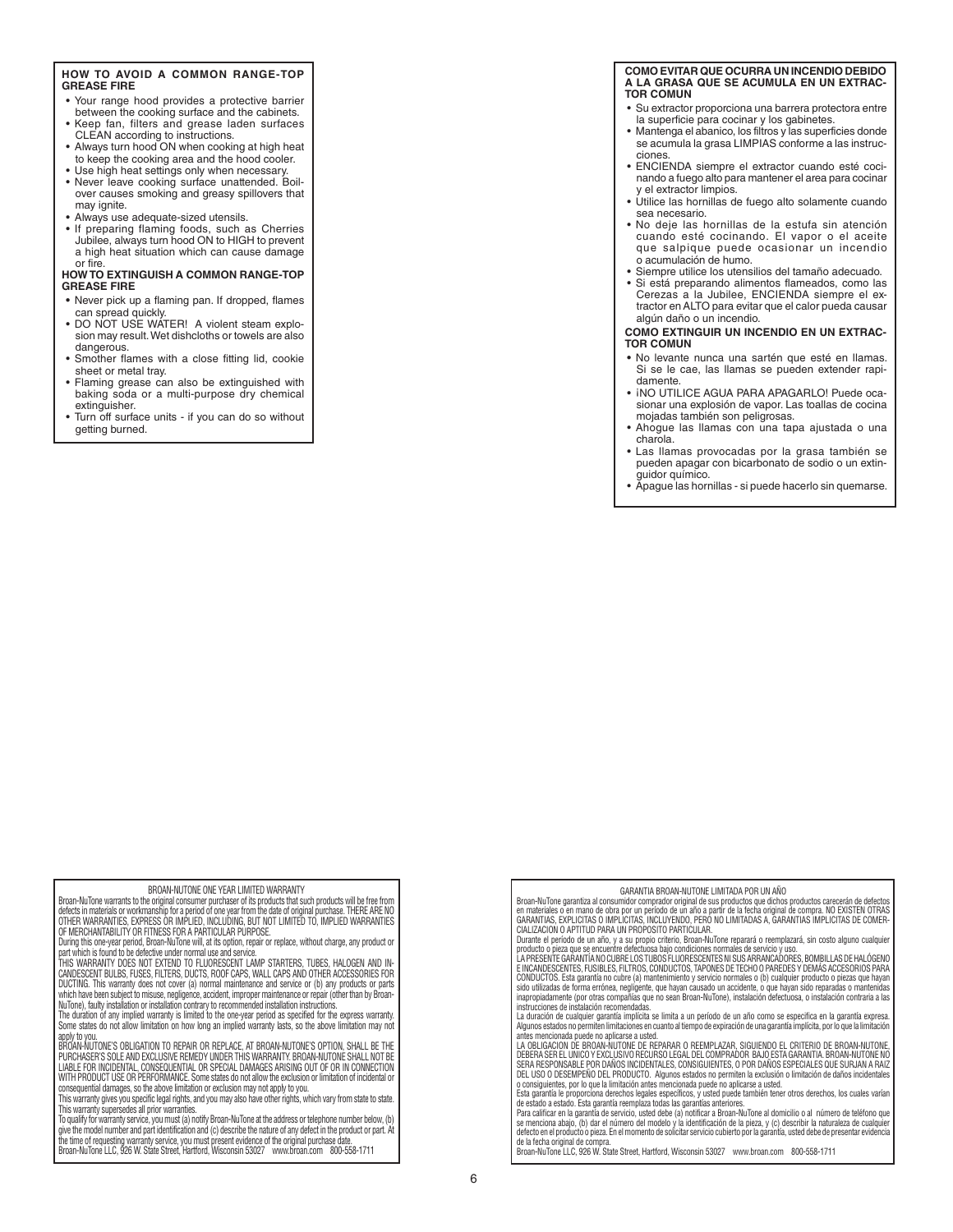### HOW TO AVOID A COMMON RANGE-TOP GREASE FIRE

- Your range hood provides a protective barrier between the cooking surface and the cabinets.
- Keep fan, filters and grease laden surfaces CLEAN according to instructions.
- Always turn hood ON when cooking at high heat to keep the cooking area and the hood cooler.
- Use high heat settings only when necessary.
- Never leave cooking surface unattended. Boil-over causes smoking and greasy spillovers that may ignite.
- Always use adequate-sized utensils.
- If preparing flaming foods, such as Cherries Jubilee, always turn hood ON to HIGH to prevent a high heat situation which can cause damage or fire.

### HOW TO EXTINGUISH A COMMON RANGE-TOP GREASE FIRE

- Never pick up a flaming pan. If dropped, flames can spread quickly.
- DO NOT USE WATER! A violent steam explosion may result. Wet dishcloths or towels are also dangerous.
- Smother flames with a close fitting lid, cookie sheet or metal tray.
- Flaming grease can also be extinguished with baking soda or a multi-purpose dry chemical extinguisher.
- Turn off surface units - if you can do so without getting burned.

### COMO EVITAR QUE OCURRA UN INCENDIO DEBIDO A LA GRASA QUE SE ACUMULA EN UN EXTRACTOR COMUN

- Su extractor proporciona una barrera protectora entre la superficie para cocinar y los gabinetes.
- Mantenga el abanico, los filtros y las superficies donde se acumula la grasa LIMPIAS conforme a las instrucciones.
- ENCIENDA siempre el extractor cuando esté cocinando a fuego alto para mantener el area para cocinar y el extractor limpios.
- Utilice las hornillas de fuego alto solamente cuando sea necesario.
- No deje las hornillas de la estufa sin atención cuando esté cocinando. El vapor o el aceite que salpique puede ocasionar un incendio o acumulación de humo.
- Siempre utilice los utensilios del tamaño adecuado.
- Si está preparando alimentos flameados, como las Cerezas a la Jubilee, ENCIENDA siempre el extractor en ALTO para evitar que el calor pueda causar algún daño o un incendio.

### COMO EXTINGUIR UN INCENDIO EN UN EXTRACTOR COMUN

- No levante nunca una sartén que esté en llamas. Si se le cae, las llamas se pueden extender rapidamente.
- ¡NO UTILICE AGUA PARA APAGARLO! Puede ocasionar una explosión de vapor. Las toallas de cocina mojadas también son peligrosas.
- Ahogue las llamas con una tapa ajustada o una charola.
- Las llamas provocadas por la grasa también se pueden apagar con bicarbonato de sodio o un extinguidor químico.
- Apague las hornillas - si puede hacerlo sin quemarse.

### BROAN-NUTONE ONE YEAR LIMITED WARRANTY

Broan-NuTone warrants to the original consumer purchaser of its products that such products will be free from defects in materials or workmanship for a period of one year from the date of original purchase. THERE ARE NO OTHER WARRANTIES, EXPRESS OR IMPLIED, INCLUDING, BUT NOT LIMITED TO, IMPLIED WARRANTIES OF MERCHANTABILITY OR FITNESS FOR A PARTICULAR PURPOSE.

During this one-year period, Broan-NuTone will, at its option, repair or replace, without charge, any product or part which is found to be defective under normal use and service.

THIS WARRANTY DOES NOT EXTEND TO FLUORESCENT LAMP STARTERS, TUBES, HALOGEN AND INCANDESCENT BULBS, FUSES, FILTERS, DUCTS, ROOF CAPS, WALL CAPS AND OTHER ACCESSORIES FOR DUCTING. This warranty does not cover (a) normal maintenance and service or (b) any products or parts which have been subject to misuse, negligence, accident, improper maintenance or repair (other than by Broan-NuTone), faulty installation or installation contrary to recommended installation instructions.

The duration of any implied warranty is limited to the one-year period as specified for the express warranty. Some states do not allow limitation on how long an implied warranty lasts, so the above limitation may not apply to you.

BROAN-NUTONE'S OBLIGATION TO REPAIR OR REPLACE, AT BROAN-NUTONE'S OPTION, SHALL BE THE PURCHASER'S SOLE AND EXCLUSIVE REMEDY UNDER THIS WARRANTY. BROAN-NUTONE SHALL NOT BE LIABLE FOR INCIDENTAL, CONSEQUENTIAL OR SPECIAL DAMAGES ARISING OUT OF OR IN CONNECTION WITH PRODUCT USE OR PERFORMANCE. Some states do not allow the exclusion or limitation of incidental or consequential damages, so the above limitation or exclusion may not apply to you.

This warranty gives you specific legal rights, and you may also have other rights, which vary from state to state. This warranty supersedes all prior warranties.

To qualify for warranty service, you must (a) notify Broan-NuTone at the address or telephone number below, (b) give the model number and part identification and (c) describe the nature of any defect in the product or part. At the time of requesting warranty service, you must present evidence of the original purchase date.

Broan-NuTone LLC, 926 W. State Street, Hartford, Wisconsin 53027 www.broan.com 800-558-1711

### GARANTIA BROAN-NUTONE LIMITADA POR UN AÑO

Broan-NuTone garantiza al consumidor comprador original de sus productos que dichos productos carecerán de defectos en materiales o en mano de obra por un periodo de un año a partir de la fecha original de compra. NO EXISTEN OTRAS GARANTIAS, EXPLICITAS O IMPLICITAS, INCLUYENDO, PERO NO LIMITADAS A, GARANTIAS IMPLICITAS DE COMERCIALIZACION O APTITUD PARA UN PROPOSITO PARTICULAR.

Durante el período de un año, y a su propio criterio, Broan-NuTone reparará o reemplazará, sin costo alguno cualquier producto o pieza que se encuentre defectuosa bajo condiciones normales de servicio y uso.

LA PRESENTE GARANTÍA NO CUBRE LOS TUBOS FLUORESCENTES NI SUS ARRANCADORES, BOMBILLAS DE HALÓGENO E INCANDESCENTES, FUSIBLES, FILTROS, CONDUCTOS, TAPONES DE TECHO O PAREDES Y DEMÁS ACCESORIOS PARA CONDUCTOS. Esta garantía no cubre (a) mantenimiento y servicio normales o (b) cualquier producto o piezas que hayan sido utilizadas de forma errónea, negligente, que hayan causado un accidente, o que hayan sido reparadas o mantenidas inapropiadamente (por otras compañías que no sean Broan-NuTone), instalación defectuosa, o instalación contraria a las instrucciones de instalación recomendadas.

La duración de cualquier garantía implícita se limita a un período de un año como se especifica en la garantía expresa. Algunos estados no permiten limitaciones en cuanto al tiempo de expiración de una garantía implícita, por lo que la limitación antes mencionada puede no aplicarse a usted.

LA OBLIGACION DE BROAN-NUTONE DE REPARAR O REEMPLAZAR, SIGUIENDO EL CRITERIO DE BROAN-NUTONE, DEBERA SER EL UNICO Y EXCLUSIVO RECURSO LEGAL DEL COMPRADOR BAJO ESTA GARANTIA. BROAN-NUTONE NO SERA RESPONSABLE POR DAÑOS INCIDENTALES, CONSIGUIENTES, O POR DAÑOS ESPECIALES QUE SURJAN A RAIZ DEL USO O DESEMPEÑO DEL PRODUCTO. Algunos estados no permiten la exclusión o limitación de daños incidentales o consiguientes, por lo que la limitación antes mencionada puede no aplicarse a usted.

Esta garantía le proporciona derechos legales específicos, y usted puede también tener otros derechos, los cuales varían de estado a estado. Esta garantía reemplaza todas las garantías anteriores.

Para calificar en la garantía de servicio, usted debe (a) notificar a Broan-NuTone al domicilio o al número de teléfono que se menciona abajo, (b) dar el número del modelo y la identificación de la pieza, y (c) describir la naturaleza de cualquier defecto en el producto o pieza. En el momento de solicitar servicio cubierto por la garantía, usted debe de presentar evidencia de la fecha original de compra.

Broan-NuTone LLC, 926 W. State Street, Hartford, Wisconsin 53027 www.broan.com 800-558-1711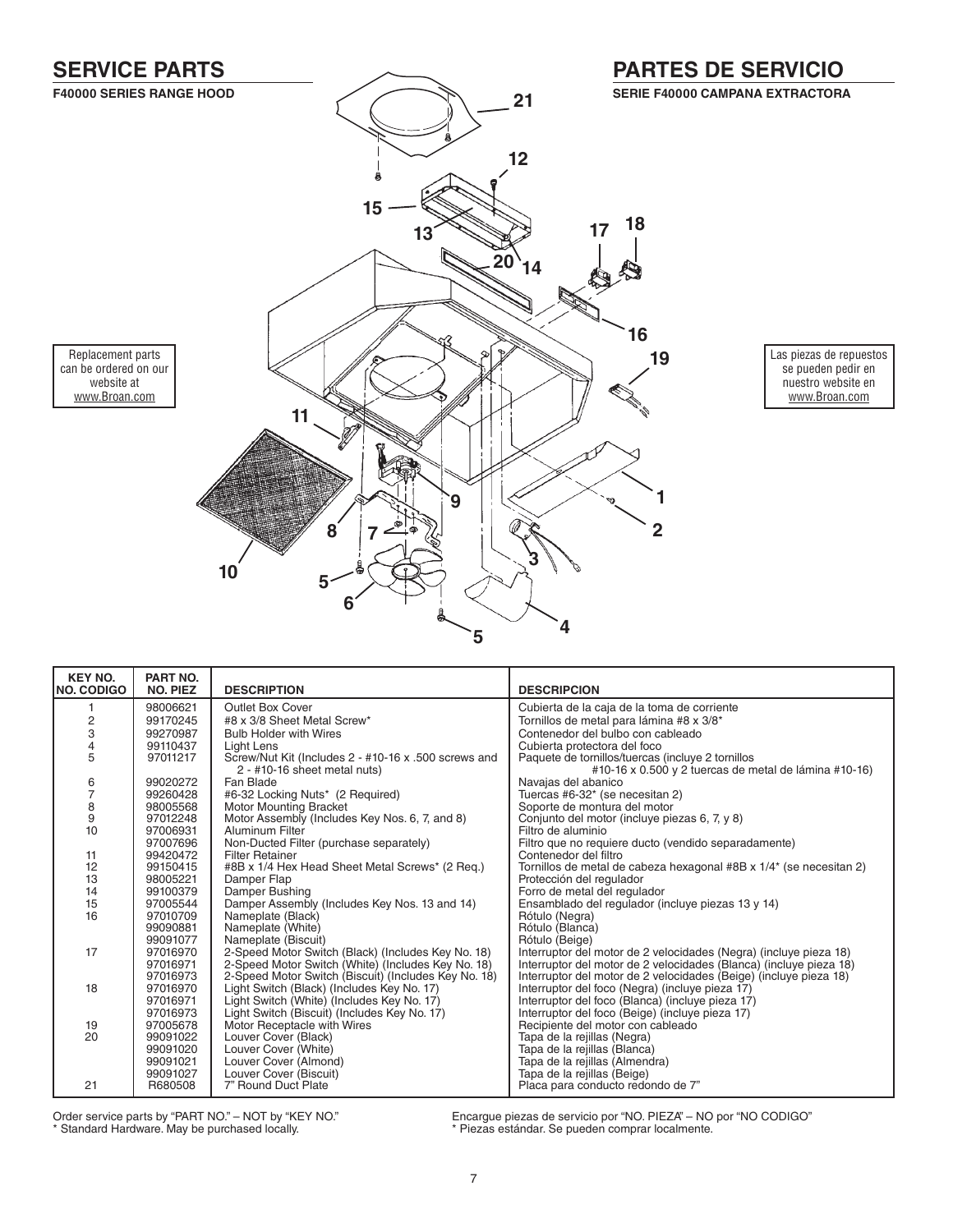# SERVICE PARTS

**F40000 SERIES RANGE HOOD**

# PARTES DE SERVICIO

**SERIE F40000 CAMPANA EXTRACTORA**

Replacement parts can be ordered on our website at www.Broan.com

Las piezas de repuestos se pueden pedir en nuestro website en www.Broan.com

21
12
15
13
20
14
17
18
16
19
11
9
1
8
7
2
3
10
5
6
4
5

| KEY NO. NO. CODIGO | PART NO. NO. PIEZ | DESCRIPTION | DESCRIPCION |
|---|---|---|---|
| 1 | 98006621 | Outlet Box Cover | Cubierta de la caja de la toma de corriente |
| 2 | 99170245 | #8 x 3/8 Sheet Metal Screw* | Tornillos de metal para lámina #8 x 3/8* |
| 3 | 99270987 | Bulb Holder with Wires | Contenedor del bulbo con cableado |
| 4 | 99110437 | Light Lens | Cubierta protectora del foco |
| 5 | 97011217 | Screw/Nut Kit (Includes 2 - #10-16 x .500 screws and 2 - #10-16 sheet metal nuts) | Paquete de tornillos/tuercas (incluye 2 tornillos #10-16 x 0.500 y 2 tuercas de metal de lámina #10-16) |
| 6 | 99020272 | Fan Blade | Navajas del abanico |
| 7 | 99260428 | #6-32 Locking Nuts* (2 Required) | Tuercas #6-32* (se necesitan 2) |
| 8 | 98005568 | Motor Mounting Bracket | Soporte de montura del motor |
| 9 | 97012248 | Motor Assembly (Includes Key Nos. 6, 7, and 8) | Conjunto del motor (incluye piezas 6, 7, y 8) |
| 10 | 97006931 | Aluminum Filter | Filtro de aluminio |
| | 97007696 | Non-Ducted Filter (purchase separately) | Filtro que no requiere ducto (vendido separadamente) |
| 11 | 99420472 | Filter Retainer | Contenedor del filtro |
| 12 | 99150415 | #8B x 1/4 Hex Head Sheet Metal Screws* (2 Req.) | Tornillos de metal de cabeza hexagonal #8B x 1/4* (se necesitan 2) |
| 13 | 98005221 | Damper Flap | Protección del regulador |
| 14 | 99100379 | Damper Bushing | Forro de metal del regulador |
| 15 | 97005544 | Damper Assembly (Includes Key Nos. 13 and 14) | Ensamblado del regulador (incluye piezas 13 y 14) |
| 16 | 97010709 | Nameplate (Black) | Rótulo (Negra) |
| | 99090881 | Nameplate (White) | Rótulo (Blanca) |
| | 99091077 | Nameplate (Biscuit) | Rótulo (Beige) |
| 17 | 97016970 | 2-Speed Motor Switch (Black) (Includes Key No. 18) | Interruptor del motor de 2 velocidades (Negra) (incluye pieza 18) |
| | 97016971 | 2-Speed Motor Switch (White) (Includes Key No. 18) | Interruptor del motor de 2 velocidades (Blanca) (incluye pieza 18) |
| | 97016973 | 2-Speed Motor Switch (Biscuit) (Includes Key No. 18) | Interruptor del motor de 2 velocidades (Beige) (incluye pieza 18) |
| 18 | 97016970 | Light Switch (Black) (Includes Key No. 17) | Interruptor del foco (Negra) (incluye pieza 17) |
| | 97016971 | Light Switch (White) (Includes Key No. 17) | Interruptor del foco (Blanca) (incluye pieza 17) |
| | 97016973 | Light Switch (Biscuit) (Includes Key No. 17) | Interruptor del foco (Beige) (incluye pieza 17) |
| 19 | 97005678 | Motor Receptacle with Wires | Recipiente del motor con cableado |
| 20 | 99091022 | Louver Cover (Black) | Tapa de la rejillas (Negra) |
| | 99091020 | Louver Cover (White) | Tapa de la rejillas (Blanca) |
| | 99091021 | Louver Cover (Almond) | Tapa de la rejillas (Almendra) |
| | 99091027 | Louver Cover (Biscuit) | Tapa de la rejillas (Beige) |
| 21 | R680508 | 7" Round Duct Plate | Placa para conducto redondo de 7" |

Order service parts by "PART NO." – NOT by "KEY NO."
* Standard Hardware. May be purchased locally.

Encargue piezas de servicio por "NO. PIEZA" – NO por "NO CODIGO"
* Piezas estándar. Se pueden comprar localmente.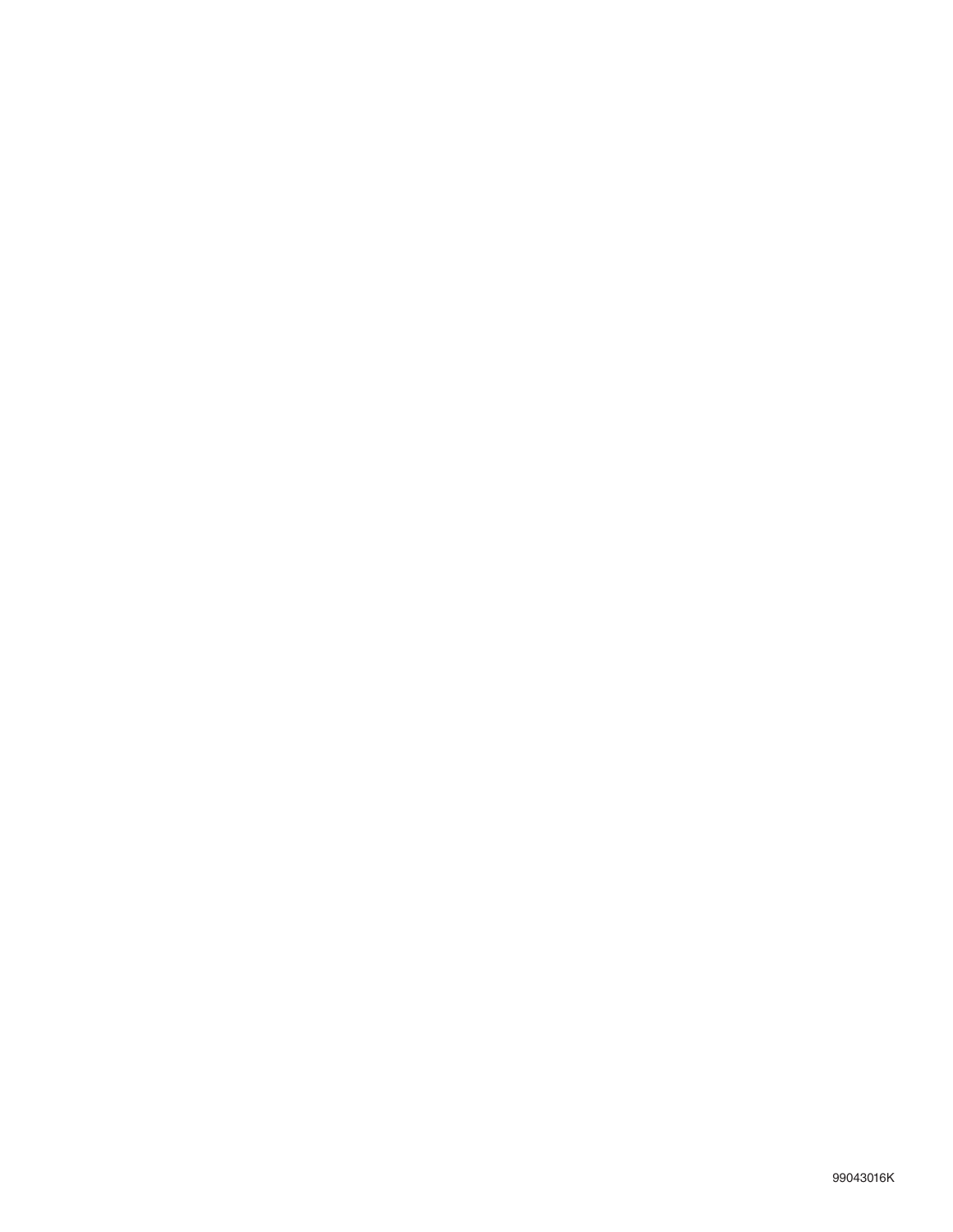99043016K